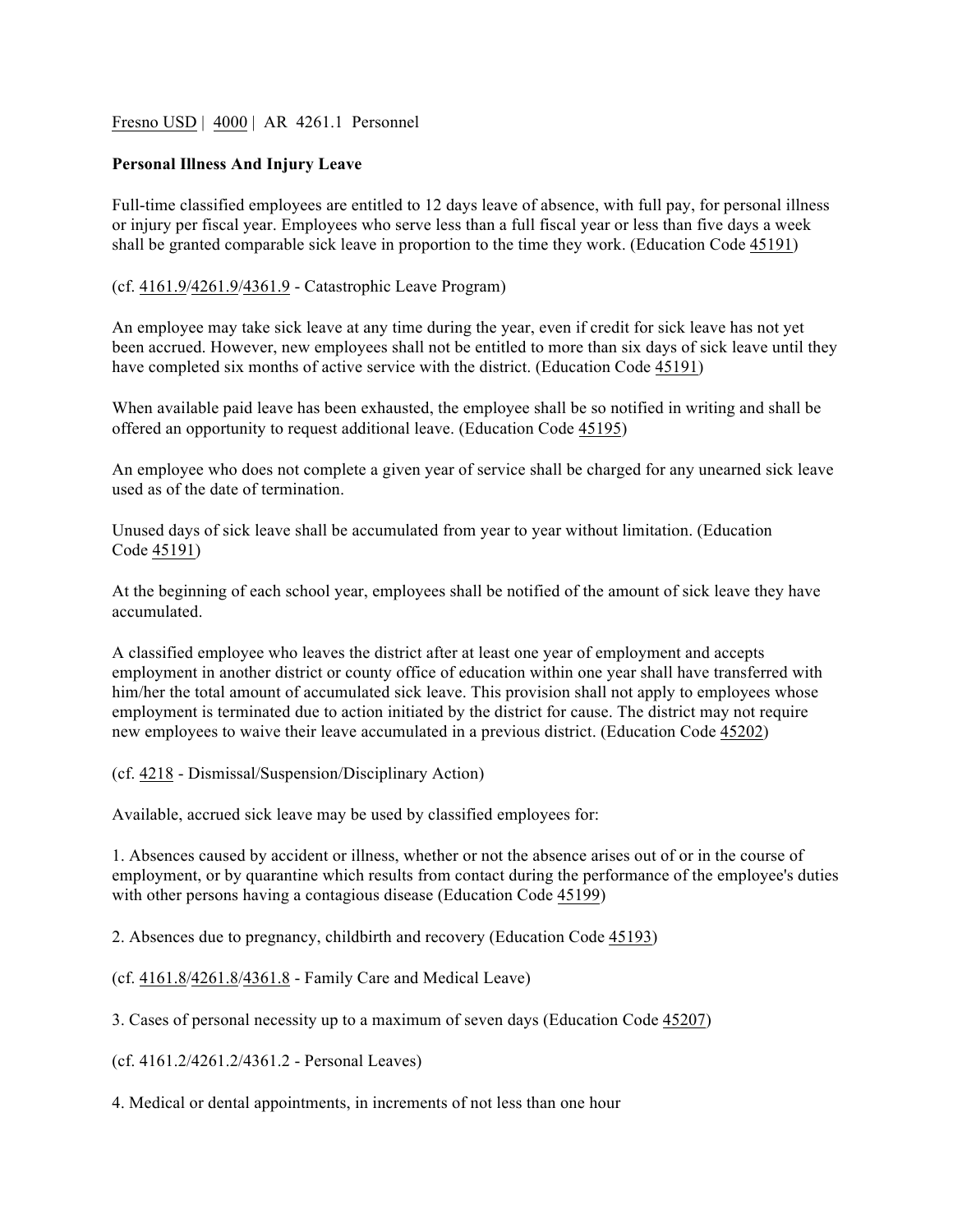Fresno USD | 4000 | AR 4261.1 Personnel

**Personal Illness And Injury Leave**

Full-time classified employees are entitled to 12 days leave of absence, with full pay, for personal illness or injury per fiscal year. Employees who serve less than a full fiscal year or less than five days a week shall be granted comparable sick leave in proportion to the time they work. (Education Code 45191)

(cf. 4161.9/4261.9/4361.9 - Catastrophic Leave Program)

An employee may take sick leave at any time during the year, even if credit for sick leave has not yet been accrued. However, new employees shall not be entitled to more than six days of sick leave until they have completed six months of active service with the district. (Education Code 45191)

When available paid leave has been exhausted, the employee shall be so notified in writing and shall be offered an opportunity to request additional leave. (Education Code 45195)

An employee who does not complete a given year of service shall be charged for any unearned sick leave used as of the date of termination.

Unused days of sick leave shall be accumulated from year to year without limitation. (Education Code 45191)

At the beginning of each school year, employees shall be notified of the amount of sick leave they have accumulated.

A classified employee who leaves the district after at least one year of employment and accepts employment in another district or county office of education within one year shall have transferred with him/her the total amount of accumulated sick leave. This provision shall not apply to employees whose employment is terminated due to action initiated by the district for cause. The district may not require new employees to waive their leave accumulated in a previous district. (Education Code 45202)

(cf. 4218 - Dismissal/Suspension/Disciplinary Action)

Available, accrued sick leave may be used by classified employees for:

1. Absences caused by accident or illness, whether or not the absence arises out of or in the course of employment, or by quarantine which results from contact during the performance of the employee's duties with other persons having a contagious disease (Education Code 45199)

2. Absences due to pregnancy, childbirth and recovery (Education Code 45193)

(cf. 4161.8/4261.8/4361.8 - Family Care and Medical Leave)

3. Cases of personal necessity up to a maximum of seven days (Education Code 45207)

(cf. 4161.2/4261.2/4361.2 - Personal Leaves)

4. Medical or dental appointments, in increments of not less than one hour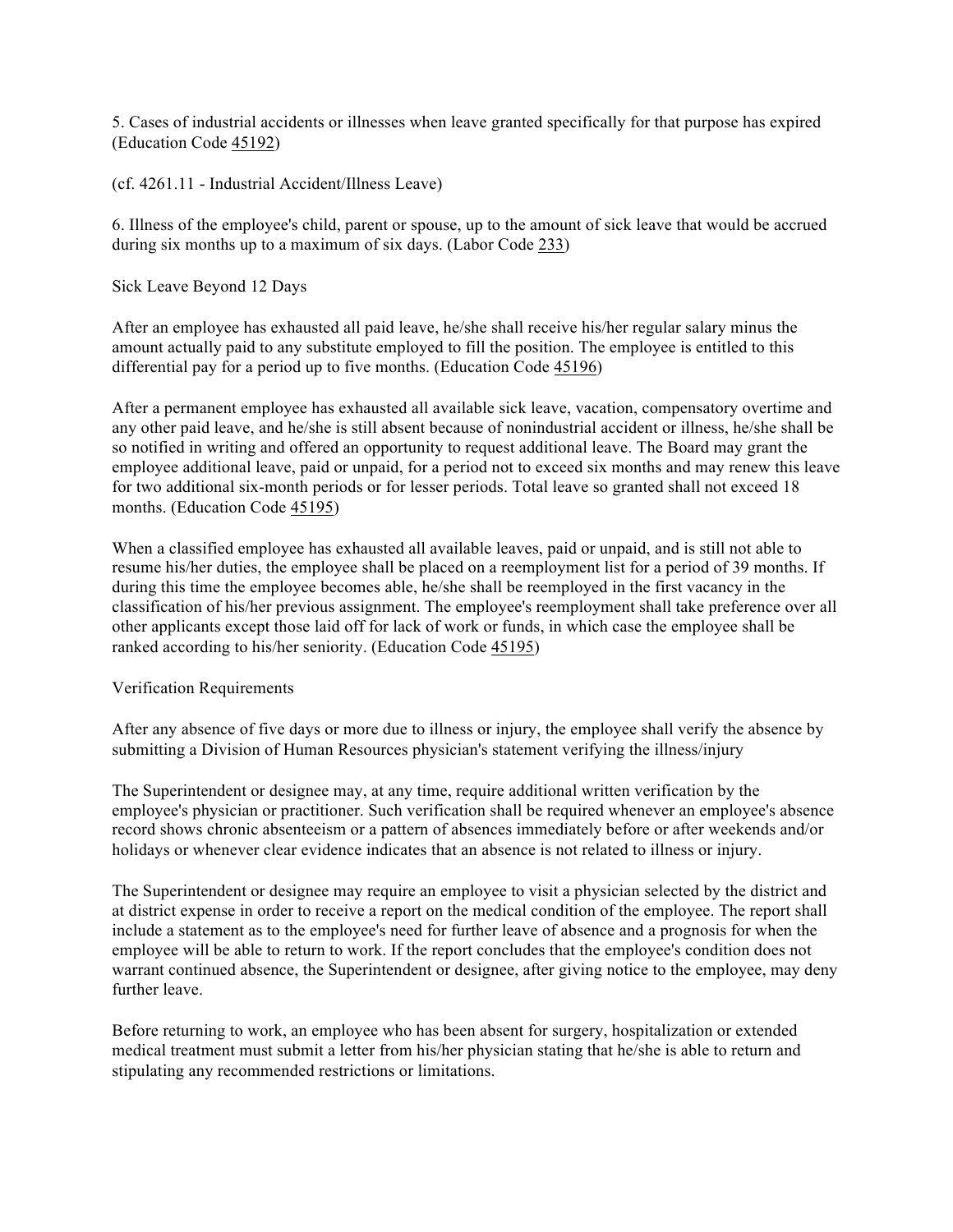5. Cases of industrial accidents or illnesses when leave granted specifically for that purpose has expired (Education Code 45192)

(cf. 4261.11 - Industrial Accident/Illness Leave)

6. Illness of the employee's child, parent or spouse, up to the amount of sick leave that would be accrued during six months up to a maximum of six days. (Labor Code 233)

Sick Leave Beyond 12 Days

After an employee has exhausted all paid leave, he/she shall receive his/her regular salary minus the amount actually paid to any substitute employed to fill the position. The employee is entitled to this differential pay for a period up to five months. (Education Code 45196)

After a permanent employee has exhausted all available sick leave, vacation, compensatory overtime and any other paid leave, and he/she is still absent because of nonindustrial accident or illness, he/she shall be so notified in writing and offered an opportunity to request additional leave. The Board may grant the employee additional leave, paid or unpaid, for a period not to exceed six months and may renew this leave for two additional six-month periods or for lesser periods. Total leave so granted shall not exceed 18 months. (Education Code 45195)

When a classified employee has exhausted all available leaves, paid or unpaid, and is still not able to resume his/her duties, the employee shall be placed on a reemployment list for a period of 39 months. If during this time the employee becomes able, he/she shall be reemployed in the first vacancy in the classification of his/her previous assignment. The employee's reemployment shall take preference over all other applicants except those laid off for lack of work or funds, in which case the employee shall be ranked according to his/her seniority. (Education Code 45195)

Verification Requirements

After any absence of five days or more due to illness or injury, the employee shall verify the absence by submitting a Division of Human Resources physician's statement verifying the illness/injury

The Superintendent or designee may, at any time, require additional written verification by the employee's physician or practitioner. Such verification shall be required whenever an employee's absence record shows chronic absenteeism or a pattern of absences immediately before or after weekends and/or holidays or whenever clear evidence indicates that an absence is not related to illness or injury.

The Superintendent or designee may require an employee to visit a physician selected by the district and at district expense in order to receive a report on the medical condition of the employee. The report shall include a statement as to the employee's need for further leave of absence and a prognosis for when the employee will be able to return to work. If the report concludes that the employee's condition does not warrant continued absence, the Superintendent or designee, after giving notice to the employee, may deny further leave.

Before returning to work, an employee who has been absent for surgery, hospitalization or extended medical treatment must submit a letter from his/her physician stating that he/she is able to return and stipulating any recommended restrictions or limitations.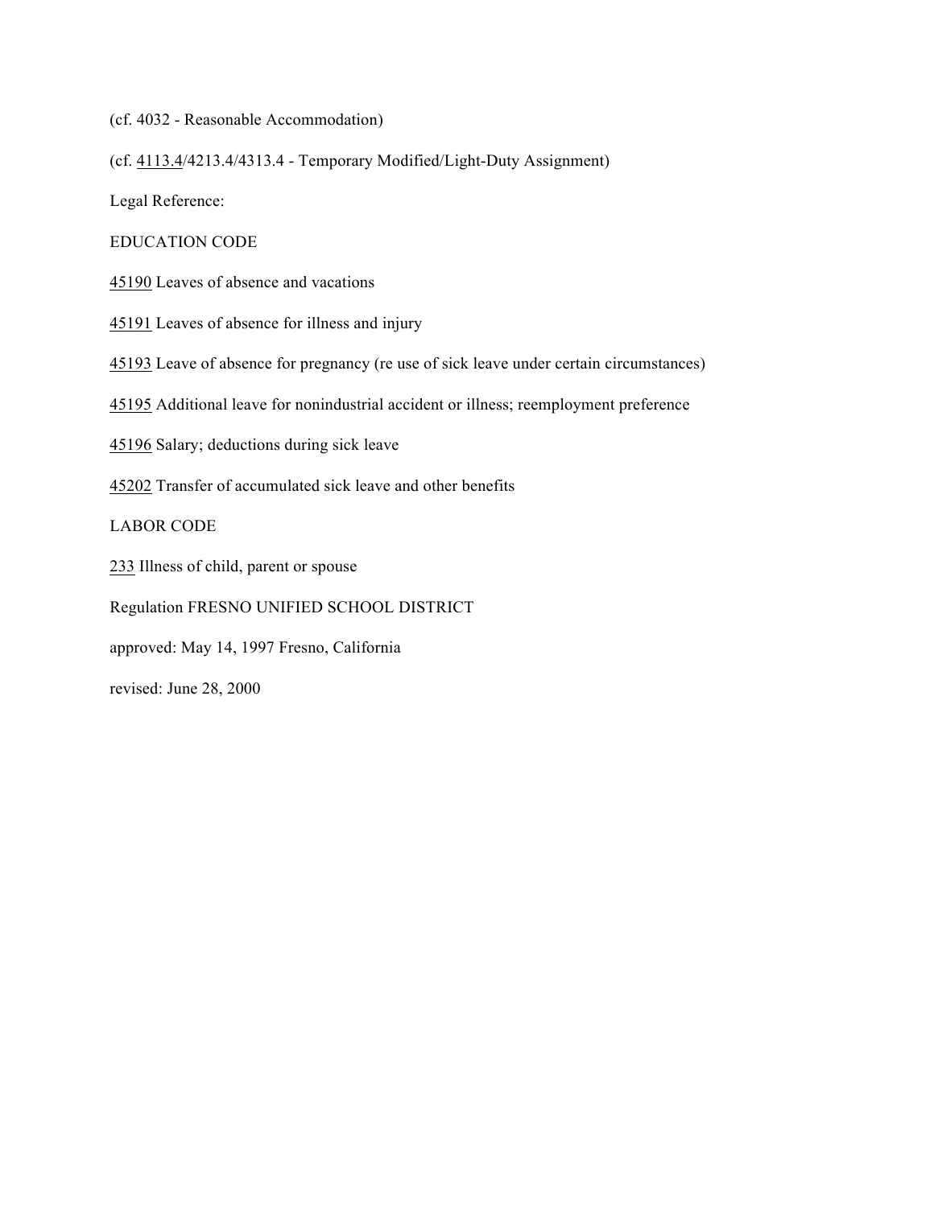(cf. 4032 - Reasonable Accommodation)

(cf. 4113.4/4213.4/4313.4 - Temporary Modified/Light-Duty Assignment)

Legal Reference:

EDUCATION CODE

45190 Leaves of absence and vacations

45191 Leaves of absence for illness and injury

45193 Leave of absence for pregnancy (re use of sick leave under certain circumstances)

45195 Additional leave for nonindustrial accident or illness; reemployment preference

45196 Salary; deductions during sick leave

45202 Transfer of accumulated sick leave and other benefits

LABOR CODE

233 Illness of child, parent or spouse

Regulation FRESNO UNIFIED SCHOOL DISTRICT

approved: May 14, 1997 Fresno, California

revised: June 28, 2000